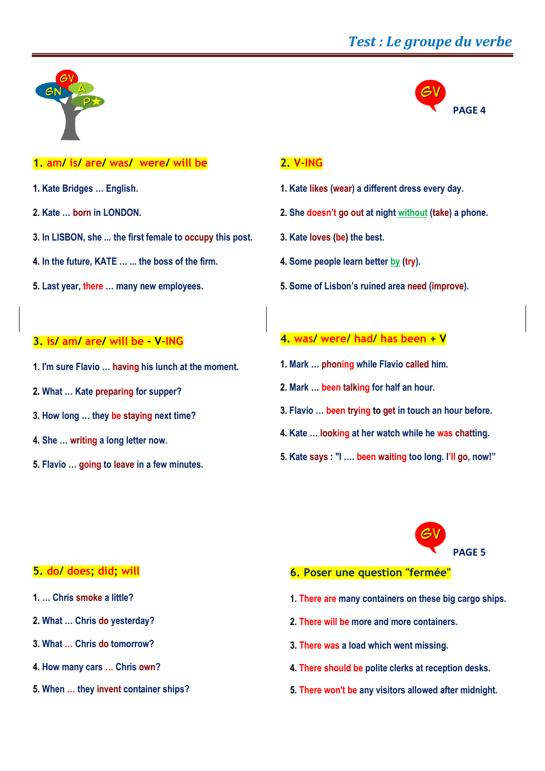# Test : Le groupe du verbe

PAGE 4

## 1. am/ is/ are/ was/ were/ will be

1. Kate Bridges … English.
2. Kate … born in LONDON.
3. In LISBON, she … the first female to occupy this post.
4. In the future, KATE … … the boss of the firm.
5. Last year, there … many new employees.

## 2. V-ING

1. Kate likes (wear) a different dress every day.
2. She doesn't go out at night without (take) a phone.
3. Kate loves (be) the best.
4. Some people learn better by (try).
5. Some of Lisbon's ruined area need (improve).

## 3. is/ am/ are/ will be - V-ING

1. I'm sure Flavio … having his lunch at the moment.
2. What … Kate preparing for supper?
3. How long … they be staying next time?
4. She … writing a long letter now.
5. Flavio … going to leave in a few minutes.

## 4. was/ were/ had/ has been + V

1. Mark … phoning while Flavio called him.
2. Mark … been talking for half an hour.
3. Flavio … been trying to get in touch an hour before.
4. Kate … looking at her watch while he was chatting.
5. Kate says : "I …. been waiting too long. I'll go, now!"

PAGE 5

## 5. do/ does; did; will

1. … Chris smoke a little?
2. What … Chris do yesterday?
3. What … Chris do tomorrow?
4. How many cars … Chris own?
5. When … they invent container ships?

## 6. Poser une question "fermée"

1. There are many containers on these big cargo ships.
2. There will be more and more containers.
3. There was a load which went missing.
4. There should be polite clerks at reception desks.
5. There won't be any visitors allowed after midnight.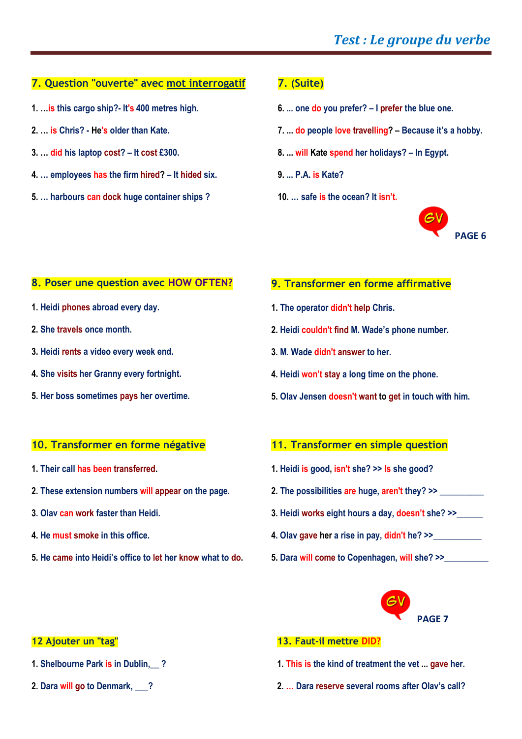## Test : Le groupe du verbe

### 7. Question "ouverte" avec mot interrogatif

1. ...is this cargo ship?- It's 400 metres high.
2. ... is Chris? - He's older than Kate.
3. ... did his laptop cost? – It cost £300.
4. ... employees has the firm hired? – It hided six.
5. ... harbours can dock huge container ships ?

### 7. (Suite)

6. ... one do you prefer? – I prefer the blue one.
7. ... do people love travelling? – Because it's a hobby.
8. ... will Kate spend her holidays? – In Egypt.
9. ... P.A. is Kate?
10. ... safe is the ocean? It isn't.

GV PAGE 6

### 8. Poser une question avec HOW OFTEN?

1. Heidi phones abroad every day.
2. She travels once month.
3. Heidi rents a video every week end.
4. She visits her Granny every fortnight.
5. Her boss sometimes pays her overtime.

### 9. Transformer en forme affirmative

1. The operator didn't help Chris.
2. Heidi couldn't find M. Wade's phone number.
3. M. Wade didn't answer to her.
4. Heidi won't stay a long time on the phone.
5. Olav Jensen doesn't want to get in touch with him.

### 10. Transformer en forme négative

1. Their call has been transferred.
2. These extension numbers will appear on the page.
3. Olav can work faster than Heidi.
4. He must smoke in this office.
5. He came into Heidi's office to let her know what to do.

### 11. Transformer en simple question

1. Heidi is good, isn't she? >> Is she good?
2. The possibilities are huge, aren't they? >> __________
3. Heidi works eight hours a day, doesn't she? >>______
4. Olav gave her a rise in pay, didn't he? >>__________
5. Dara will come to Copenhagen, will she? >>__________

GV PAGE 7

### 12 Ajouter un "tag"

1. Shelbourne Park is in Dublin,__ ?
2. Dara will go to Denmark, ___?

### 13. Faut-il mettre DID?

1. This is the kind of treatment the vet ... gave her.
2. ... Dara reserve several rooms after Olav's call?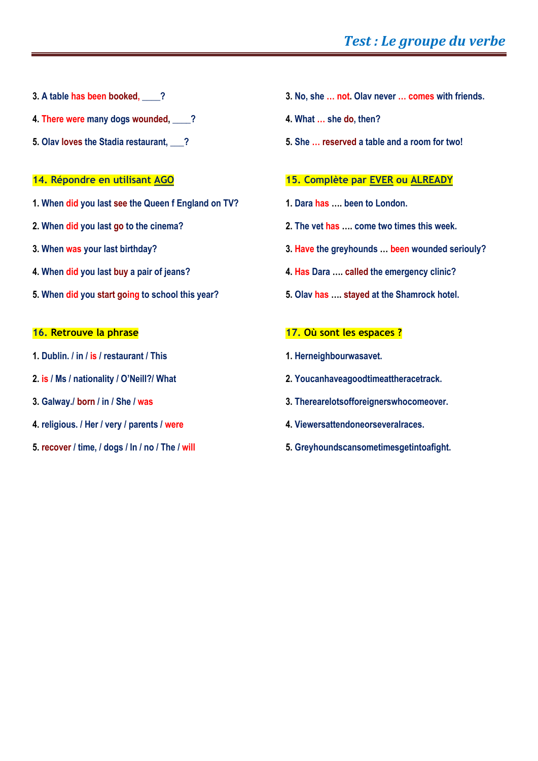3. A table has been booked, ____?

4. There were many dogs wounded, ____?

5. Olav loves the Stadia restaurant, ___?

3. No, she … not. Olav never … comes with friends.

4. What … she do, then?

5. She … reserved a table and a room for two!

## 14. Répondre en utilisant AGO

1. When did you last see the Queen f England on TV?
2. When did you last go to the cinema?
3. When was your last birthday?
4. When did you last buy a pair of jeans?
5. When did you start going to school this year?

## 15. Complète par EVER ou ALREADY

1. Dara has …. been to London.
2. The vet has …. come two times this week.
3. Have the greyhounds … been wounded seriouly?
4. Has Dara …. called the emergency clinic?
5. Olav has …. stayed at the Shamrock hotel.

## 16. Retrouve la phrase

1. Dublin. / in / is / restaurant / This
2. is / Ms / nationality / O'Neill?/ What
3. Galway./ born / in / She / was
4. religious. / Her / very / parents / were
5. recover / time, / dogs / In / no / The / will

## 17. Où sont les espaces ?

1. Herneighbourwasavet.
2. Youcanhaveagoodtimeattheracetrack.
3. Therearelotsofforeignerswhocomeover.
4. Viewersattendoneorseveralraces.
5. Greyhoundscansometimesgetintoafight.